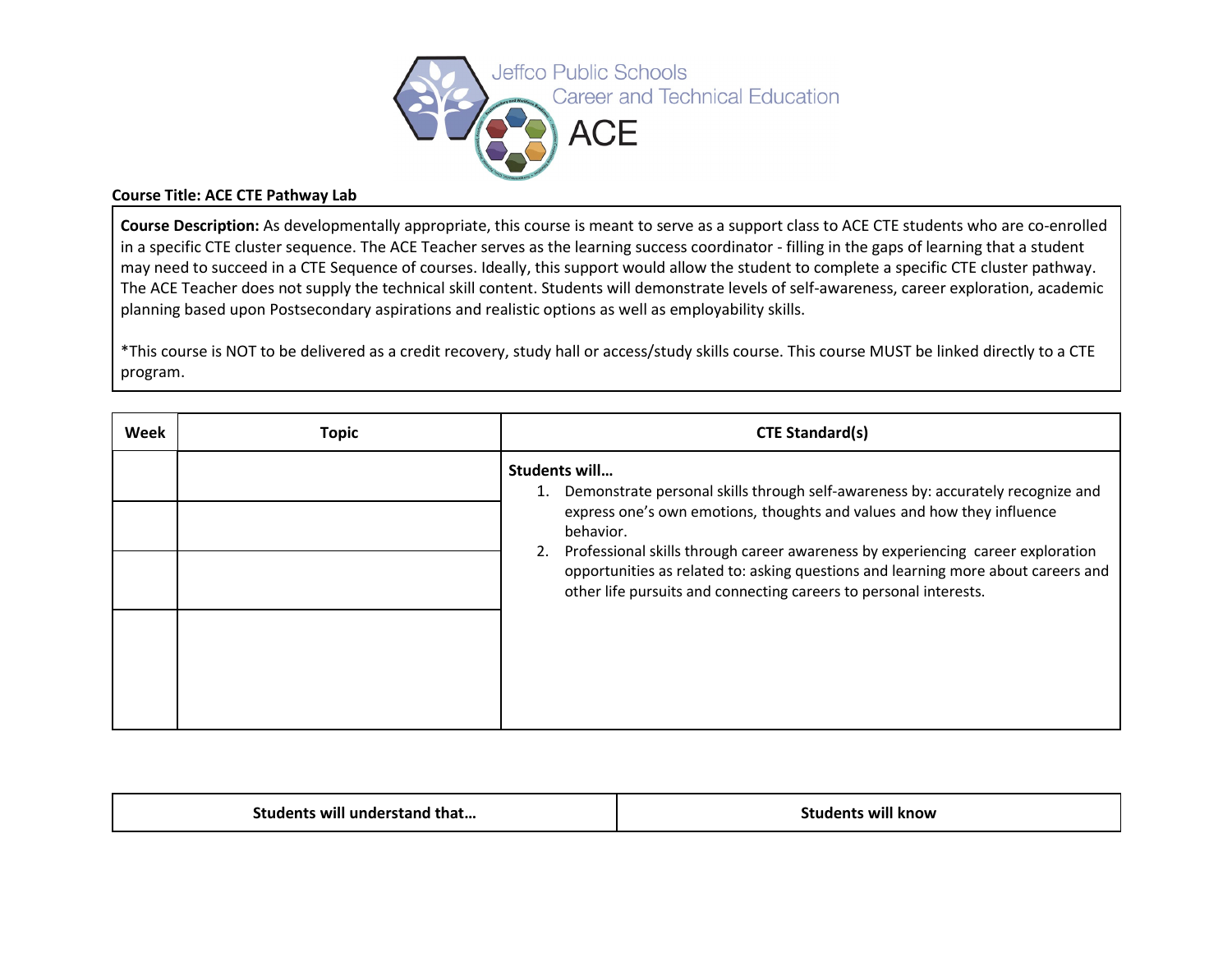Jeffco Public Schools
Career and Technical Education
ACE

**Course Title: ACE CTE Pathway Lab**

**Course Description:** As developmentally appropriate, this course is meant to serve as a support class to ACE CTE students who are co-enrolled in a specific CTE cluster sequence. The ACE Teacher serves as the learning success coordinator - filling in the gaps of learning that a student may need to succeed in a CTE Sequence of courses. Ideally, this support would allow the student to complete a specific CTE cluster pathway. The ACE Teacher does not supply the technical skill content. Students will demonstrate levels of self-awareness, career exploration, academic planning based upon Postsecondary aspirations and realistic options as well as employability skills.

*This course is NOT to be delivered as a credit recovery, study hall or access/study skills course. This course MUST be linked directly to a CTE program.

| Week | Topic | CTE Standard(s) |
|---|---|---|
| | | **Students will…**<br>1. Demonstrate personal skills through self-awareness by: accurately recognize and express one's own emotions, thoughts and values and how they influence behavior.<br>2. Professional skills through career awareness by experiencing career exploration opportunities as related to: asking questions and learning more about careers and other life pursuits and connecting careers to personal interests. |
| | | |
| | | |
| | | |

| Students will understand that… | Students will know |
|---|---|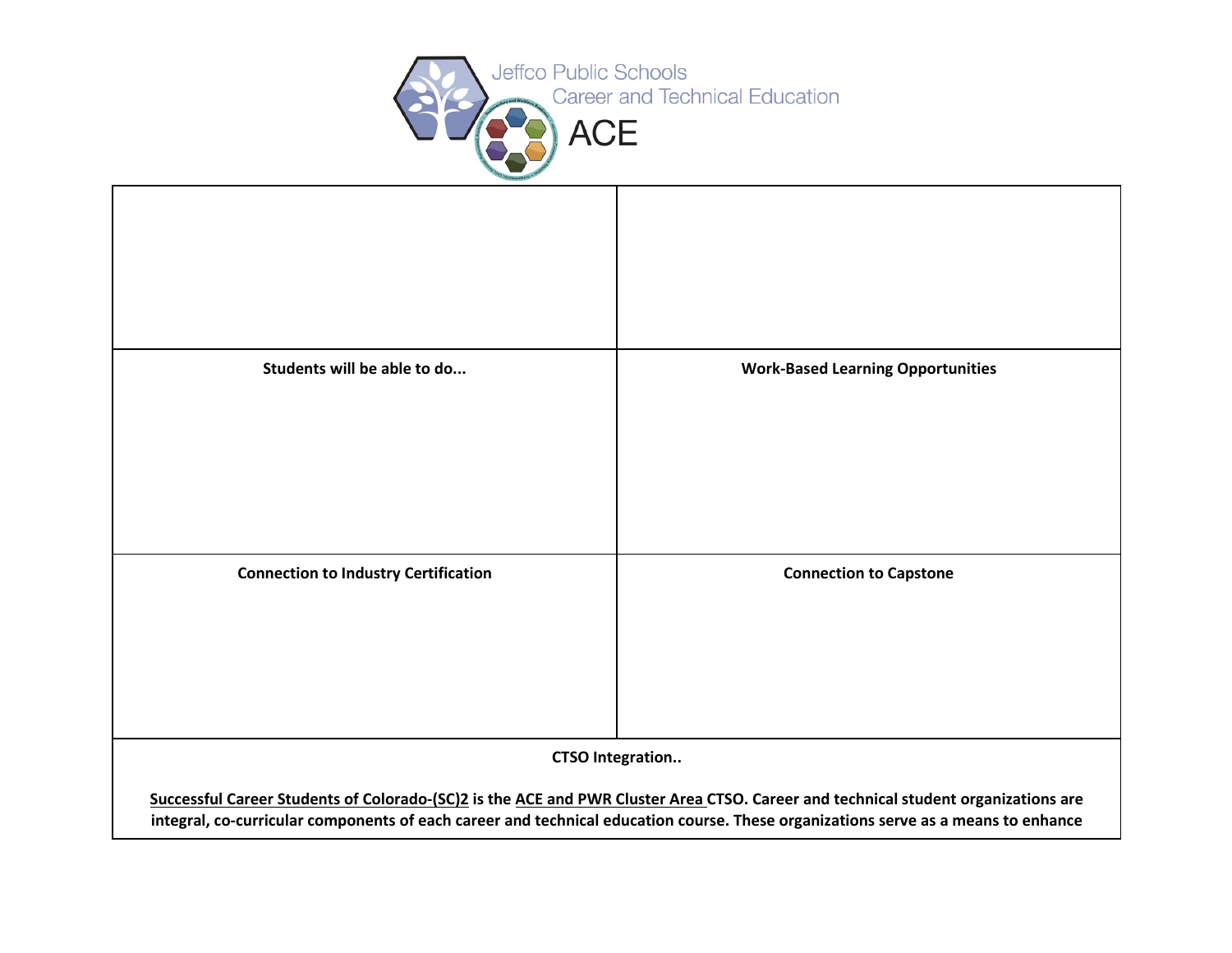Jeffco Public Schools
Career and Technical Education
ACE

| | |
|---|---|
| | |
| **Students will be able to do...** | **Work-Based Learning Opportunities** |
| **Connection to Industry Certification** | **Connection to Capstone** |

**CTSO Integration..**

**Successful Career Students of Colorado-(SC)2 is the ACE and PWR Cluster Area CTSO. Career and technical student organizations are integral, co-curricular components of each career and technical education course. These organizations serve as a means to enhance**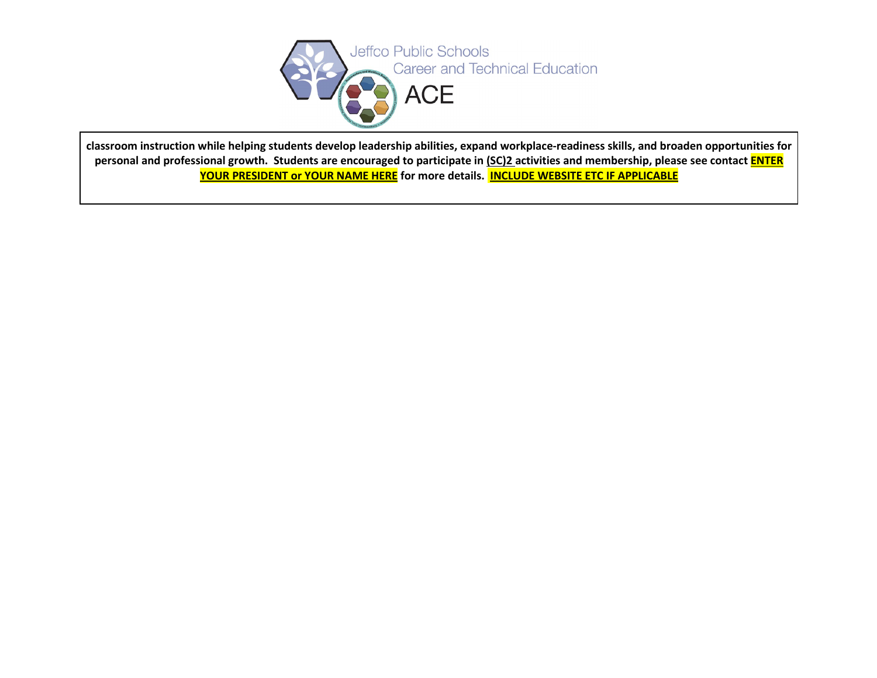Jeffco Public Schools
Career and Technical Education
ACE

**classroom instruction while helping students develop leadership abilities, expand workplace-readiness skills, and broaden opportunities for personal and professional growth. Students are encouraged to participate in (SC)2 activities and membership, please see contact ENTER YOUR PRESIDENT or YOUR NAME HERE for more details. INCLUDE WEBSITE ETC IF APPLICABLE**